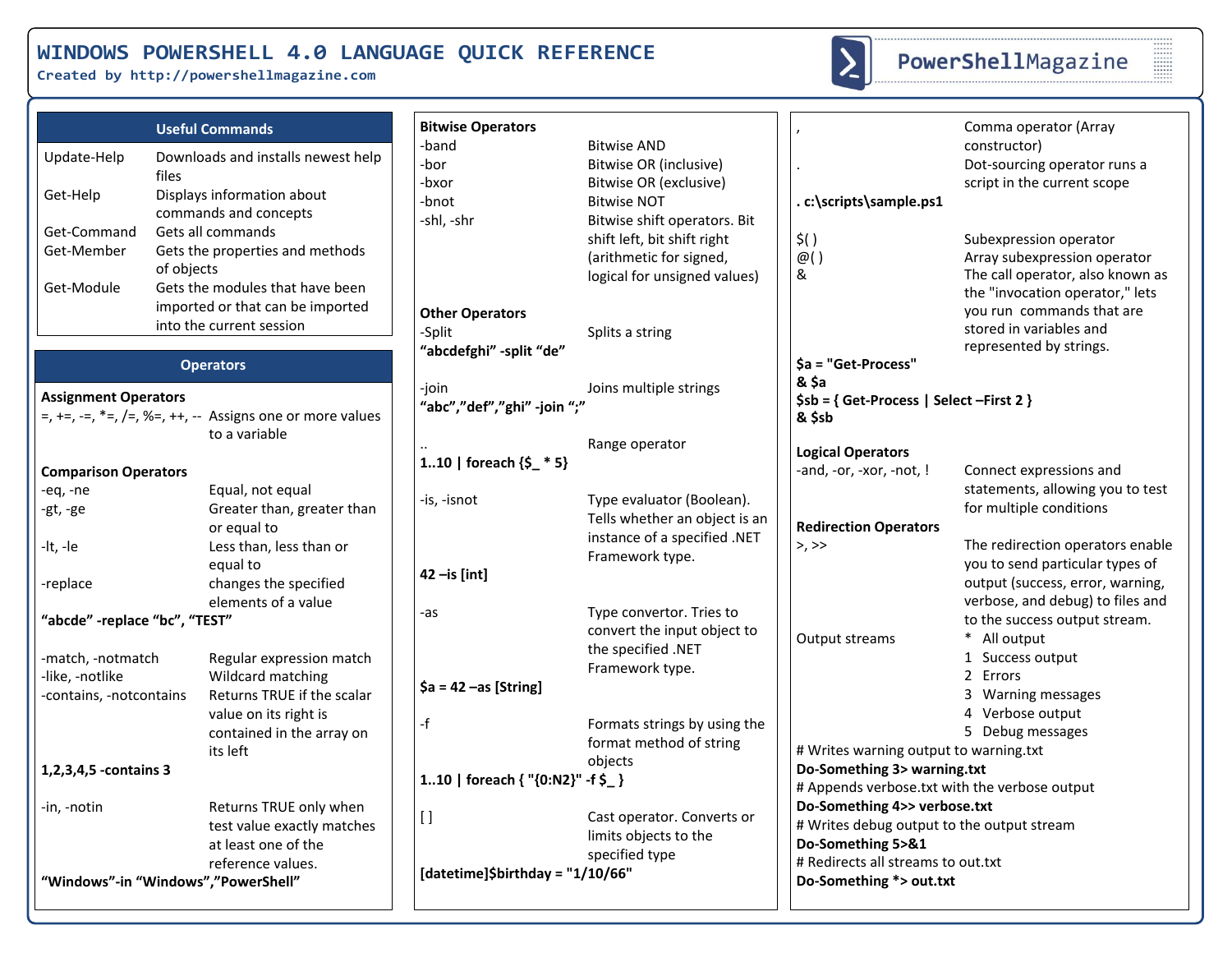# WINDOWS POWERSHELL 4.0 LANGUAGE QUICK REFERENCE

Created by http://powershellmagazine.com

PowerShellMagazine

## Useful Commands

| Command | Description |
|---|---|
| Update-Help | Downloads and installs newest help files |
| Get-Help | Displays information about commands and concepts |
| Get-Command | Gets all commands |
| Get-Member | Gets the properties and methods of objects |
| Get-Module | Gets the modules that have been imported or that can be imported into the current session |

## Operators

### Assignment Operators

| Operator | Description |
|---|---|
| =, +=, -=, *=, /=, %=, ++, -- | Assigns one or more values to a variable |

### Comparison Operators

| Operator | Description |
|---|---|
| -eq, -ne | Equal, not equal |
| -gt, -ge | Greater than, greater than or equal to |
| -lt, -le | Less than, less than or equal to |
| -replace | changes the specified elements of a value |

**"abcde" -replace "bc", "TEST"**

| Operator | Description |
|---|---|
| -match, -notmatch | Regular expression match |
| -like, -notlike | Wildcard matching |
| -contains, -notcontains | Returns TRUE if the scalar value on its right is contained in the array on its left |

**1,2,3,4,5 -contains 3**

| Operator | Description |
|---|---|
| -in, -notin | Returns TRUE only when test value exactly matches at least one of the reference values. |

**"Windows"-in "Windows","PowerShell"**

### Bitwise Operators

| Operator | Description |
|---|---|
| -band | Bitwise AND |
| -bor | Bitwise OR (inclusive) |
| -bxor | Bitwise OR (exclusive) |
| -bnot | Bitwise NOT |
| -shl, -shr | Bitwise shift operators. Bit shift left, bit shift right (arithmetic for signed, logical for unsigned values) |

### Other Operators

| Operator | Description |
|---|---|
| -Split | Splits a string |

**"abcdefghi" -split "de"**

| Operator | Description |
|---|---|
| -join | Joins multiple strings |

**"abc","def","ghi" -join ";"**

| Operator | Description |
|---|---|
| .. | Range operator |

**1..10 | foreach {$_ * 5}**

| Operator | Description |
|---|---|
| -is, -isnot | Type evaluator (Boolean). Tells whether an object is an instance of a specified .NET Framework type. |

**42 –is [int]**

| Operator | Description |
|---|---|
| -as | Type convertor. Tries to convert the input object to the specified .NET Framework type. |

**$a = 42 –as [String]**

| Operator | Description |
|---|---|
| -f | Formats strings by using the format method of string objects |

**1..10 | foreach { "{0:N2}" -f $_ }**

| Operator | Description |
|---|---|
| [ ] | Cast operator. Converts or limits objects to the specified type |

**[datetime]$birthday = "1/10/66"**

| Operator | Description |
|---|---|
| , | Comma operator (Array constructor) |
| . | Dot-sourcing operator runs a script in the current scope |

**. c:\scripts\sample.ps1**

| Operator | Description |
|---|---|
| $( ) | Subexpression operator |
| @( ) | Array subexpression operator |
| & | The call operator, also known as the "invocation operator," lets you run commands that are stored in variables and represented by strings. |

**$a = "Get-Process"**
**& $a**
**$sb = { Get-Process | Select –First 2 }**
**& $sb**

### Logical Operators

| Operator | Description |
|---|---|
| -and, -or, -xor, -not, ! | Connect expressions and statements, allowing you to test for multiple conditions |

### Redirection Operators

| Operator | Description |
|---|---|
| >, >> | The redirection operators enable you to send particular types of output (success, error, warning, verbose, and debug) to files and to the success output stream. |
| Output streams | * All output<br>1 Success output<br>2 Errors<br>3 Warning messages<br>4 Verbose output<br>5 Debug messages |

# Writes warning output to warning.txt
**Do-Something 3> warning.txt**
# Appends verbose.txt with the verbose output
**Do-Something 4>> verbose.txt**
# Writes debug output to the output stream
**Do-Something 5>&1**
# Redirects all streams to out.txt
**Do-Something *> out.txt**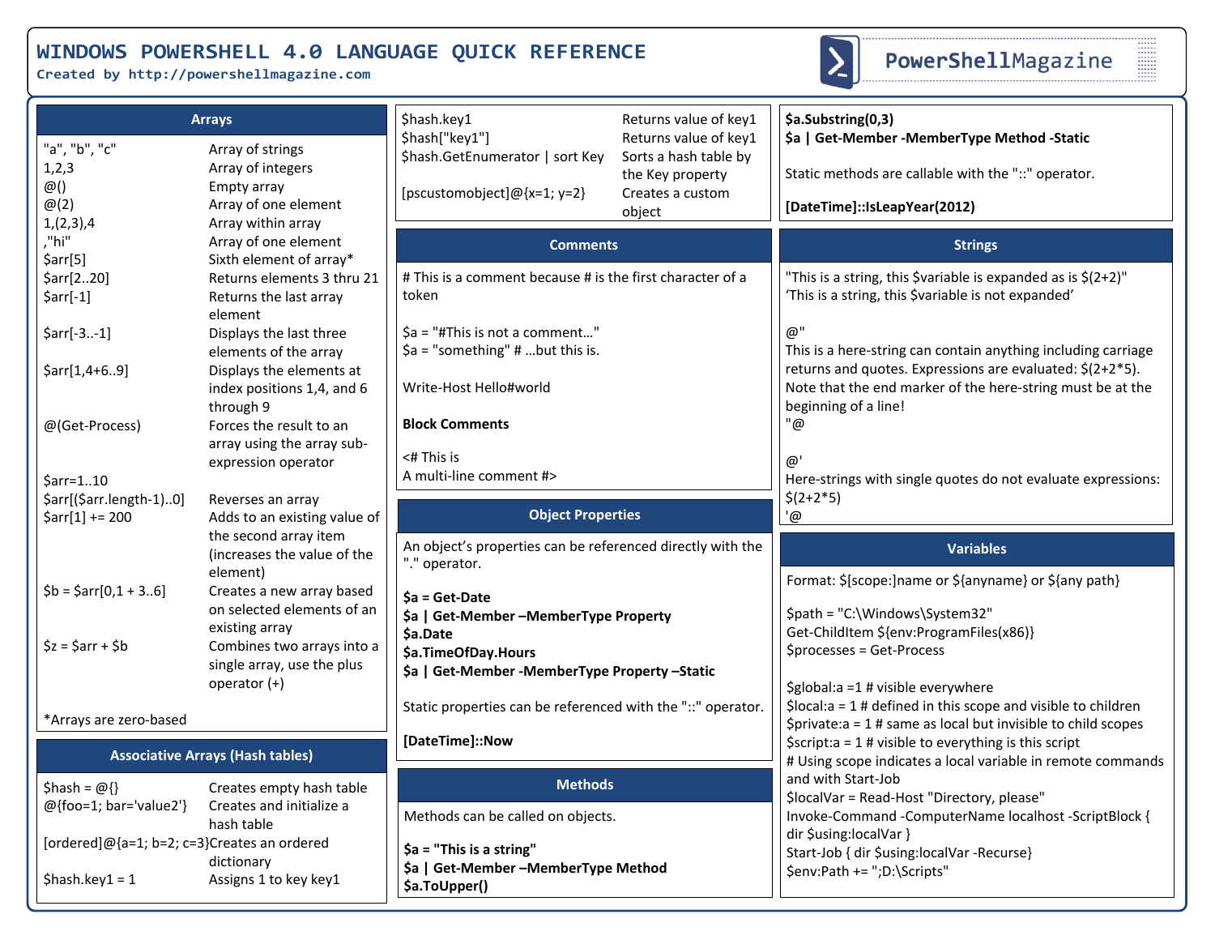# WINDOWS POWERSHELL 4.0 LANGUAGE QUICK REFERENCE

**Created by http://powershellmagazine.com**

PowerShellMagazine

## Arrays

| | |
|---|---|
| "a", "b", "c" | Array of strings |
| 1,2,3 | Array of integers |
| @() | Empty array |
| @(2) | Array of one element |
| 1,(2,3),4 | Array within array |
| ,"hi" | Array of one element |
| $arr[5] | Sixth element of array* |
| $arr[2..20] | Returns elements 3 thru 21 |
| $arr[-1] | Returns the last array element |
| $arr[-3..-1] | Displays the last three elements of the array |
| $arr[1,4+6..9] | Displays the elements at index positions 1,4, and 6 through 9 |
| @(Get-Process) | Forces the result to an array using the array sub-expression operator |
| $arr=1..10 | |
| $arr[($arr.length-1)..0] | Reverses an array |
| $arr[1] += 200 | Adds to an existing value of the second array item (increases the value of the element) |
| $b = $arr[0,1 + 3..6] | Creates a new array based on selected elements of an existing array |
| $z = $arr + $b | Combines two arrays into a single array, use the plus operator (+) |

*Arrays are zero-based

## Associative Arrays (Hash tables)

| | |
|---|---|
| $hash = @{} | Creates empty hash table |
| @{foo=1; bar='value2'} | Creates and initialize a hash table |
| [ordered]@{a=1; b=2; c=3} | Creates an ordered dictionary |
| $hash.key1 = 1 | Assigns 1 to key key1 |
| $hash.key1 | Returns value of key1 |
| $hash["key1"] | Returns value of key1 |
| $hash.GetEnumerator \| sort Key | Sorts a hash table by the Key property |
| [pscustomobject]@{x=1; y=2} | Creates a custom object |

## Comments

# This is a comment because # is the first character of a token

$a = "#This is not a comment…"
$a = "something" # …but this is.

Write-Host Hello#world

**Block Comments**

<# This is
A multi-line comment #>

## Object Properties

An object's properties can be referenced directly with the "." operator.

**$a = Get-Date**
**$a | Get-Member –MemberType Property**
**$a.Date**
**$a.TimeOfDay.Hours**
**$a | Get-Member -MemberType Property –Static**

Static properties can be referenced with the "::" operator.

**[DateTime]::Now**

## Methods

Methods can be called on objects.

**$a = "This is a string"**
**$a | Get-Member –MemberType Method**
**$a.ToUpper()**
**$a.Substring(0,3)**
**$a | Get-Member -MemberType Method -Static**

Static methods are callable with the "::" operator.

**[DateTime]::IsLeapYear(2012)**

## Strings

"This is a string, this $variable is expanded as is $(2+2)"
'This is a string, this $variable is not expanded'

@"
This is a here-string can contain anything including carriage returns and quotes. Expressions are evaluated: $(2+2*5). Note that the end marker of the here-string must be at the beginning of a line!
"@

@'
Here-strings with single quotes do not evaluate expressions: $(2+2*5)
'@

## Variables

Format: $[scope:]name or ${anyname} or ${any path}

$path = "C:\Windows\System32"
Get-ChildItem ${env:ProgramFiles(x86)}
$processes = Get-Process

$global:a =1 # visible everywhere
$local:a = 1 # defined in this scope and visible to children
$private:a = 1 # same as local but invisible to child scopes
$script:a = 1 # visible to everything is this script
# Using scope indicates a local variable in remote commands and with Start-Job
$localVar = Read-Host "Directory, please"
Invoke-Command -ComputerName localhost -ScriptBlock { dir $using:localVar }
Start-Job { dir $using:localVar -Recurse}
$env:Path += ";D:\Scripts"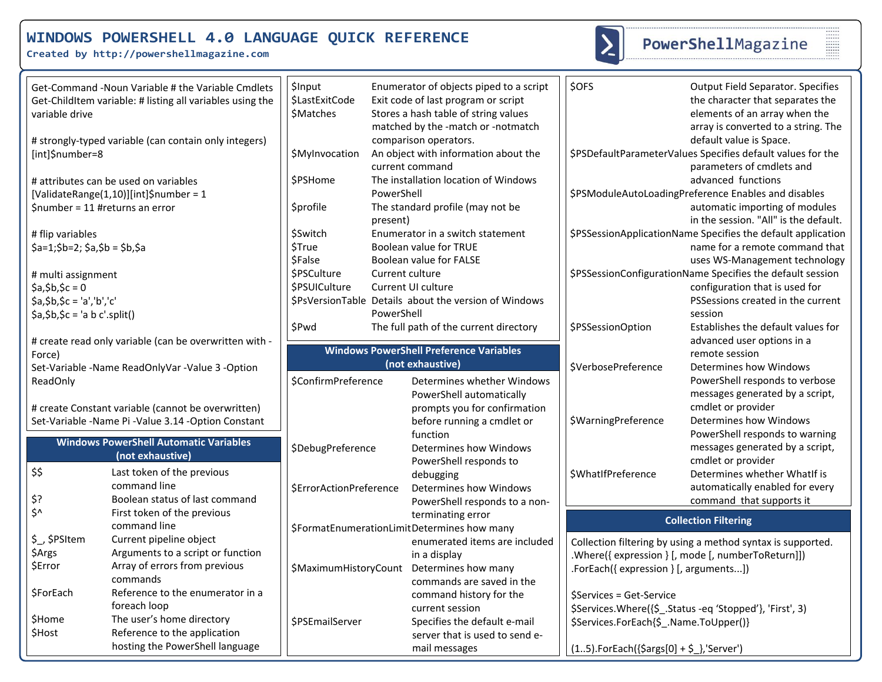# WINDOWS POWERSHELL 4.0 LANGUAGE QUICK REFERENCE

**Created by http://powershellmagazine.com**

```
Get-Command -Noun Variable # the Variable Cmdlets
Get-ChildItem variable: # listing all variables using the variable drive

# strongly-typed variable (can contain only integers)
[int]$number=8

# attributes can be used on variables
[ValidateRange(1,10)][int]$number = 1
$number = 11 #returns an error

# flip variables
$a=1;$b=2; $a,$b = $b,$a

# multi assignment
$a,$b,$c = 0
$a,$b,$c = 'a','b','c'
$a,$b,$c = 'a b c'.split()

# create read only variable (can be overwritten with -Force)
Set-Variable -Name ReadOnlyVar -Value 3 -Option ReadOnly

# create Constant variable (cannot be overwritten)
Set-Variable -Name Pi -Value 3.14 -Option Constant
```

## Windows PowerShell Automatic Variables (not exhaustive)

| Variable | Description |
|---|---|
| $$ | Last token of the previous command line |
| $? | Boolean status of last command |
| $^ | First token of the previous command line |
| $_, $PSItem | Current pipeline object |
| $Args | Arguments to a script or function |
| $Error | Array of errors from previous commands |
| $ForEach | Reference to the enumerator in a foreach loop |
| $Home | The user's home directory |
| $Host | Reference to the application hosting the PowerShell language |
| $Input | Enumerator of objects piped to a script |
| $LastExitCode | Exit code of last program or script |
| $Matches | Stores a hash table of string values matched by the -match or -notmatch comparison operators. |
| $MyInvocation | An object with information about the current command |
| $PSHome | The installation location of Windows PowerShell |
| $profile | The standard profile (may not be present) |
| $Switch | Enumerator in a switch statement |
| $True | Boolean value for TRUE |
| $False | Boolean value for FALSE |
| $PSCulture | Current culture |
| $PSUICulture | Current UI culture |
| $PsVersionTable | Details about the version of Windows PowerShell |
| $Pwd | The full path of the current directory |

## Windows PowerShell Preference Variables (not exhaustive)

| Variable | Description |
|---|---|
| $ConfirmPreference | Determines whether Windows PowerShell automatically prompts you for confirmation before running a cmdlet or function |
| $DebugPreference | Determines how Windows PowerShell responds to debugging |
| $ErrorActionPreference | Determines how Windows PowerShell responds to a non-terminating error |
| $FormatEnumerationLimit | Determines how many enumerated items are included in a display |
| $MaximumHistoryCount | Determines how many commands are saved in the command history for the current session |
| $PSEmailServer | Specifies the default e-mail server that is used to send e-mail messages |
| $OFS | Output Field Separator. Specifies the character that separates the elements of an array when the array is converted to a string. The default value is Space. |
| $PSDefaultParameterValues | Specifies default values for the parameters of cmdlets and advanced functions |
| $PSModuleAutoLoadingPreference | Enables and disables automatic importing of modules in the session. "All" is the default. |
| $PSSessionApplicationName | Specifies the default application name for a remote command that uses WS-Management technology |
| $PSSessionConfigurationName | Specifies the default session configuration that is used for PSSessions created in the current session |
| $PSSessionOption | Establishes the default values for advanced user options in a remote session |
| $VerbosePreference | Determines how Windows PowerShell responds to verbose messages generated by a script, cmdlet or provider |
| $WarningPreference | Determines how Windows PowerShell responds to warning messages generated by a script, cmdlet or provider |
| $WhatIfPreference | Determines whether WhatIf is automatically enabled for every command that supports it |

## Collection Filtering

Collection filtering by using a method syntax is supported.

```
.Where({ expression } [, mode [, numberToReturn]])
.ForEach({ expression } [, arguments...])

$Services = Get-Service
$Services.Where({$_.Status -eq 'Stopped'}, 'First', 3)
$Services.ForEach{$_.Name.ToUpper()}

(1..5).ForEach({$args[0] + $_},'Server')
```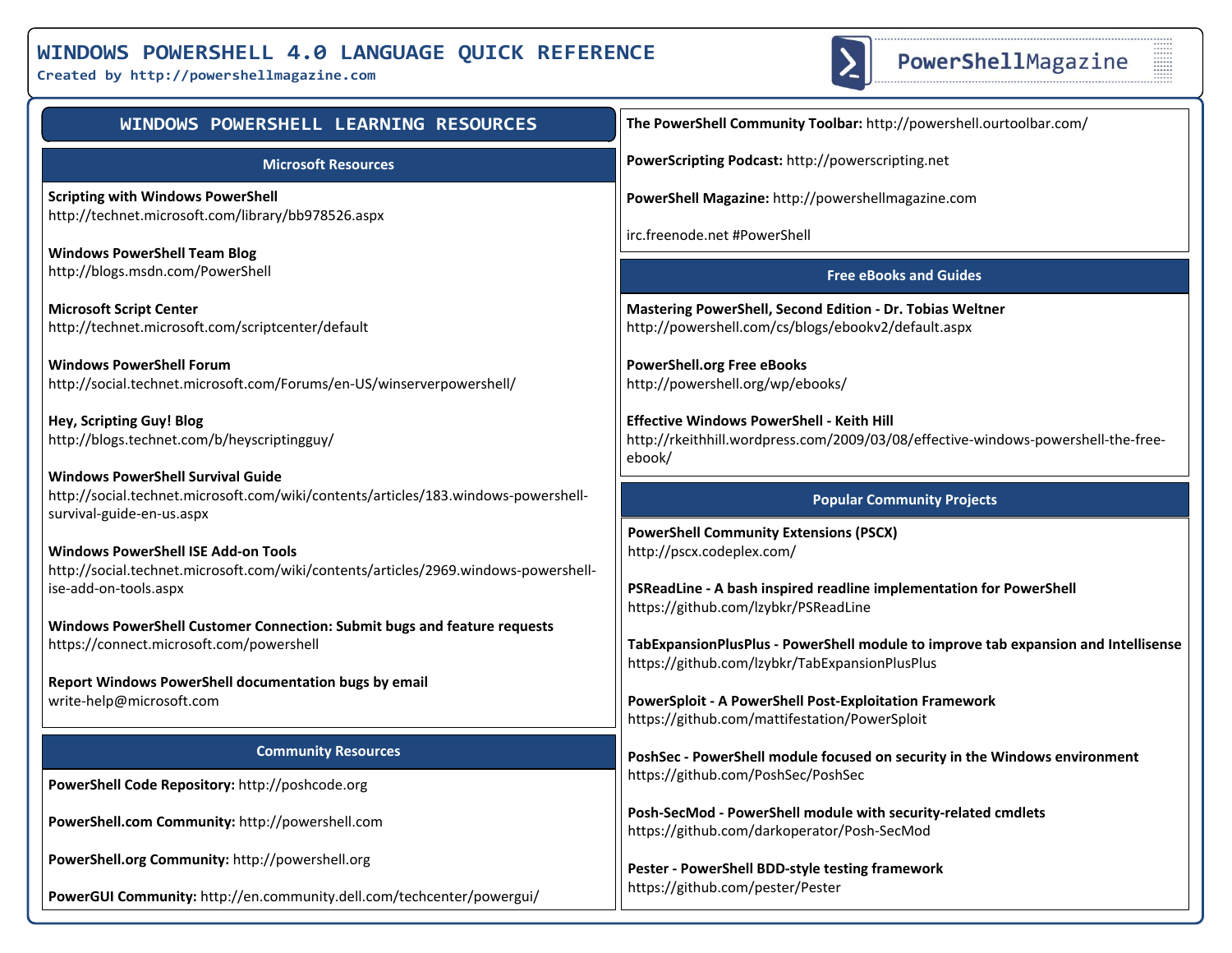# WINDOWS POWERSHELL 4.0 LANGUAGE QUICK REFERENCE

Created by http://powershellmagazine.com

PowerShellMagazine

## WINDOWS POWERSHELL LEARNING RESOURCES

### Microsoft Resources

**Scripting with Windows PowerShell**
http://technet.microsoft.com/library/bb978526.aspx

**Windows PowerShell Team Blog**
http://blogs.msdn.com/PowerShell

**Microsoft Script Center**
http://technet.microsoft.com/scriptcenter/default

**Windows PowerShell Forum**
http://social.technet.microsoft.com/Forums/en-US/winserverpowershell/

**Hey, Scripting Guy! Blog**
http://blogs.technet.com/b/heyscriptingguy/

**Windows PowerShell Survival Guide**
http://social.technet.microsoft.com/wiki/contents/articles/183.windows-powershell-survival-guide-en-us.aspx

**Windows PowerShell ISE Add-on Tools**
http://social.technet.microsoft.com/wiki/contents/articles/2969.windows-powershell-ise-add-on-tools.aspx

**Windows PowerShell Customer Connection: Submit bugs and feature requests**
https://connect.microsoft.com/powershell

**Report Windows PowerShell documentation bugs by email**
write-help@microsoft.com

### Community Resources

**PowerShell Code Repository:** http://poshcode.org

**PowerShell.com Community:** http://powershell.com

**PowerShell.org Community:** http://powershell.org

**PowerGUI Community:** http://en.community.dell.com/techcenter/powergui/

**The PowerShell Community Toolbar:** http://powershell.ourtoolbar.com/

**PowerScripting Podcast:** http://powerscripting.net

**PowerShell Magazine:** http://powershellmagazine.com

irc.freenode.net #PowerShell

### Free eBooks and Guides

**Mastering PowerShell, Second Edition - Dr. Tobias Weltner**
http://powershell.com/cs/blogs/ebookv2/default.aspx

**PowerShell.org Free eBooks**
http://powershell.org/wp/ebooks/

**Effective Windows PowerShell - Keith Hill**
http://rkeithhill.wordpress.com/2009/03/08/effective-windows-powershell-the-free-ebook/

### Popular Community Projects

**PowerShell Community Extensions (PSCX)**
http://pscx.codeplex.com/

**PSReadLine - A bash inspired readline implementation for PowerShell**
https://github.com/lzybkr/PSReadLine

**TabExpansionPlusPlus - PowerShell module to improve tab expansion and Intellisense**
https://github.com/lzybkr/TabExpansionPlusPlus

**PowerSploit - A PowerShell Post-Exploitation Framework**
https://github.com/mattifestation/PowerSploit

**PoshSec - PowerShell module focused on security in the Windows environment**
https://github.com/PoshSec/PoshSec

**Posh-SecMod - PowerShell module with security-related cmdlets**
https://github.com/darkoperator/Posh-SecMod

**Pester - PowerShell BDD-style testing framework**
https://github.com/pester/Pester